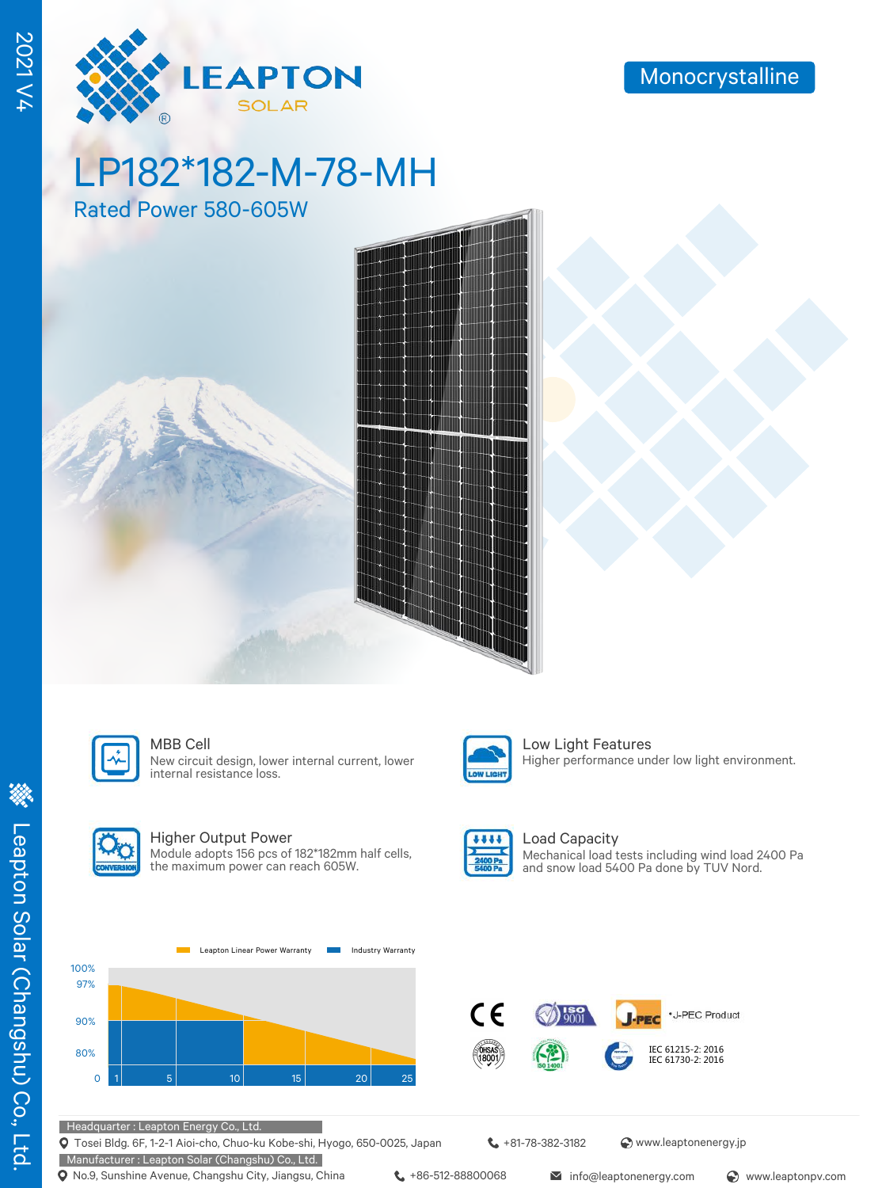2021 V4

# LEAPTON SOLAR

Monocrystalline

# LP182*182-M-78-MH

## Rated Power 580-605W

### MBB Cell
New circuit design, lower internal current, lower internal resistance loss.

### Low Light Features
Higher performance under low light environment.

### Higher Output Power
Module adopts 156 pcs of 182*182mm half cells, the maximum power can reach 605W.

### Load Capacity
Mechanical load tests including wind load 2400 Pa and snow load 5400 Pa done by TUV Nord.

Leapton Linear Power Warranty | Industry Warranty

100% / 97% / 90% / 80% / 0 — 1, 5, 10, 15, 20, 25

CE | ISO 9001 | J-PEC *J-PEC Product | OHSAS 18001 | ISO 14001 | IEC 61215-2: 2016 IEC 61730-2: 2016

Headquarter : Leapton Energy Co., Ltd.
Tosei Bldg. 6F, 1-2-1 Aioi-cho, Chuo-ku Kobe-shi, Hyogo, 650-0025, Japan | +81-78-382-3182 | www.leaptonenergy.jp

Manufacturer : Leapton Solar (Changshu) Co., Ltd.
No.9, Sunshine Avenue, Changshu City, Jiangsu, China | +86-512-88800068 | info@leaptonenergy.com | www.leaptonpv.com

Leapton Solar (Changshu) Co., Ltd.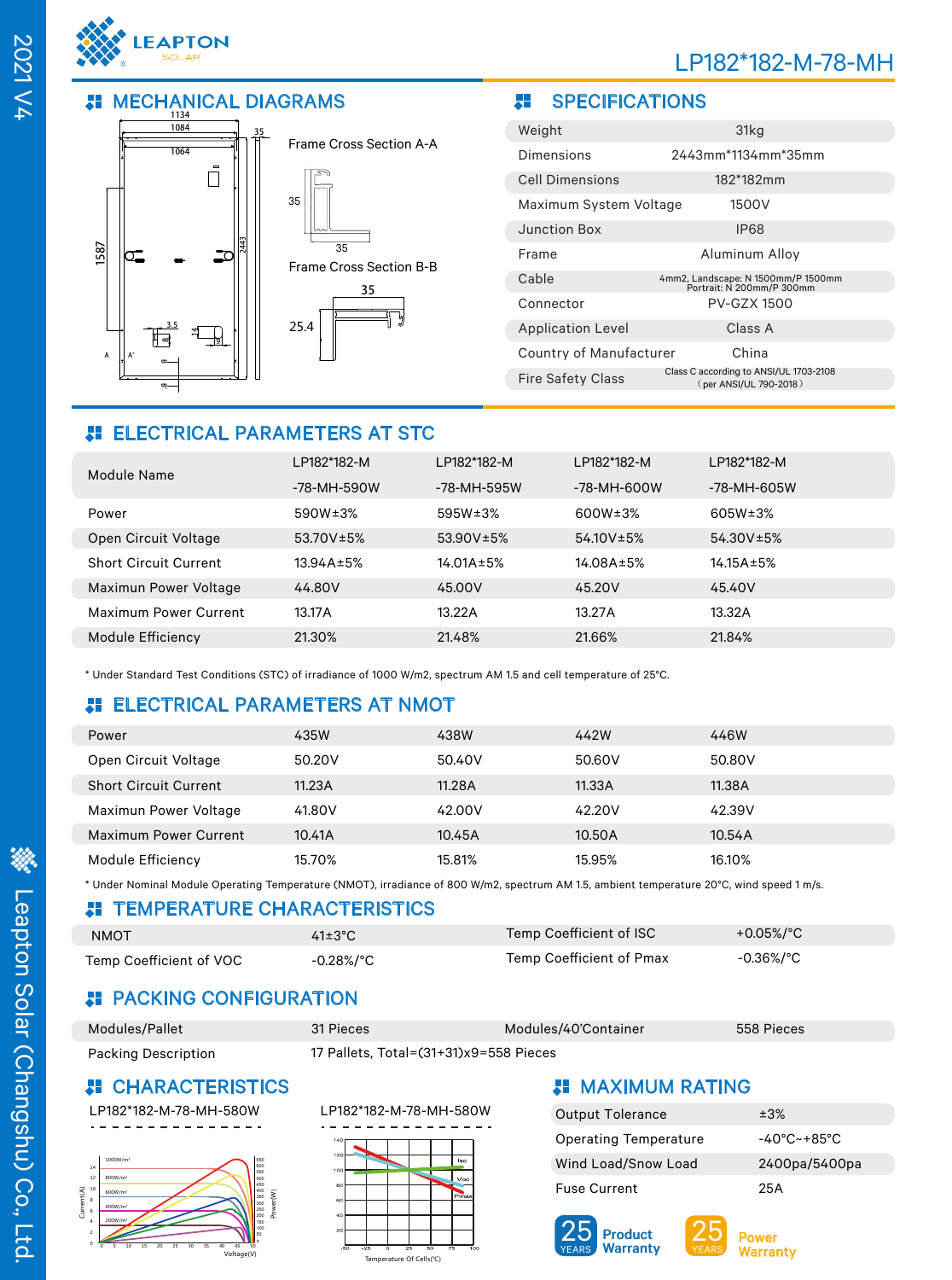LEAPTON SOLAR

# LP182*182-M-78-MH

## MECHANICAL DIAGRAMS

1134
1084
1064
35
1587
2443
3.5
A
A'

Frame Cross Section A-A

35
35

Frame Cross Section B-B

35
25.4

## SPECIFICATIONS

| | |
|---|---|
| Weight | 31kg |
| Dimensions | 2443mm*1134mm*35mm |
| Cell Dimensions | 182*182mm |
| Maximum System Voltage | 1500V |
| Junction Box | IP68 |
| Frame | Aluminum Alloy |
| Cable | 4mm2, Landscape: N 1500mm/P 1500mm Portrait: N 200mm/P 300mm |
| Connector | PV-GZX 1500 |
| Application Level | Class A |
| Country of Manufacturer | China |
| Fire Safety Class | Class C according to ANSI/UL 1703-2108 (per ANSI/UL 790-2018) |

## ELECTRICAL PARAMETERS AT STC

| Module Name | LP182*182-M -78-MH-590W | LP182*182-M -78-MH-595W | LP182*182-M -78-MH-600W | LP182*182-M -78-MH-605W |
|---|---|---|---|---|
| Power | 590W±3% | 595W±3% | 600W±3% | 605W±3% |
| Open Circuit Voltage | 53.70V±5% | 53.90V±5% | 54.10V±5% | 54.30V±5% |
| Short Circuit Current | 13.94A±5% | 14.01A±5% | 14.08A±5% | 14.15A±5% |
| Maximun Power Voltage | 44.80V | 45.00V | 45.20V | 45.40V |
| Maximum Power Current | 13.17A | 13.22A | 13.27A | 13.32A |
| Module Efficiency | 21.30% | 21.48% | 21.66% | 21.84% |

* Under Standard Test Conditions (STC) of irradiance of 1000 W/m2, spectrum AM 1.5 and cell temperature of 25°C.

## ELECTRICAL PARAMETERS AT NMOT

| | | | | |
|---|---|---|---|---|
| Power | 435W | 438W | 442W | 446W |
| Open Circuit Voltage | 50.20V | 50.40V | 50.60V | 50.80V |
| Short Circuit Current | 11.23A | 11.28A | 11.33A | 11.38A |
| Maximun Power Voltage | 41.80V | 42.00V | 42.20V | 42.39V |
| Maximum Power Current | 10.41A | 10.45A | 10.50A | 10.54A |
| Module Efficiency | 15.70% | 15.81% | 15.95% | 16.10% |

* Under Nominal Module Operating Temperature (NMOT), irradiance of 800 W/m2, spectrum AM 1.5, ambient temperature 20°C, wind speed 1 m/s.

## TEMPERATURE CHARACTERISTICS

| | | | |
|---|---|---|---|
| NMOT | 41±3°C | Temp Coefficient of ISC | +0.05%/°C |
| Temp Coefficient of VOC | -0.28%/°C | Temp Coefficient of Pmax | -0.36%/°C |

## PACKING CONFIGURATION

| | | | |
|---|---|---|---|
| Modules/Pallet | 31 Pieces | Modules/40'Container | 558 Pieces |
| Packing Description | 17 Pallets, Total=(31+31)x9=558 Pieces | | |

## CHARACTERISTICS

LP182*182-M-78-MH-580W

1000W/m²
800W/m²
600W/m²
400W/m²
200W/m²
Current(A)
Power(W)
Voltage(V)

LP182*182-M-78-MH-580W

Isc
Voc
Pmax
Temperature Of Cells(°C)

## MAXIMUM RATING

| | |
|---|---|
| Output Tolerance | ±3% |
| Operating Temperature | -40°C~+85°C |
| Wind Load/Snow Load | 2400pa/5400pa |
| Fuse Current | 25A |

25 YEARS Product Warranty

25 YEARS Power Warranty

2021 V4

Leapton Solar (Changshu) Co., Ltd.